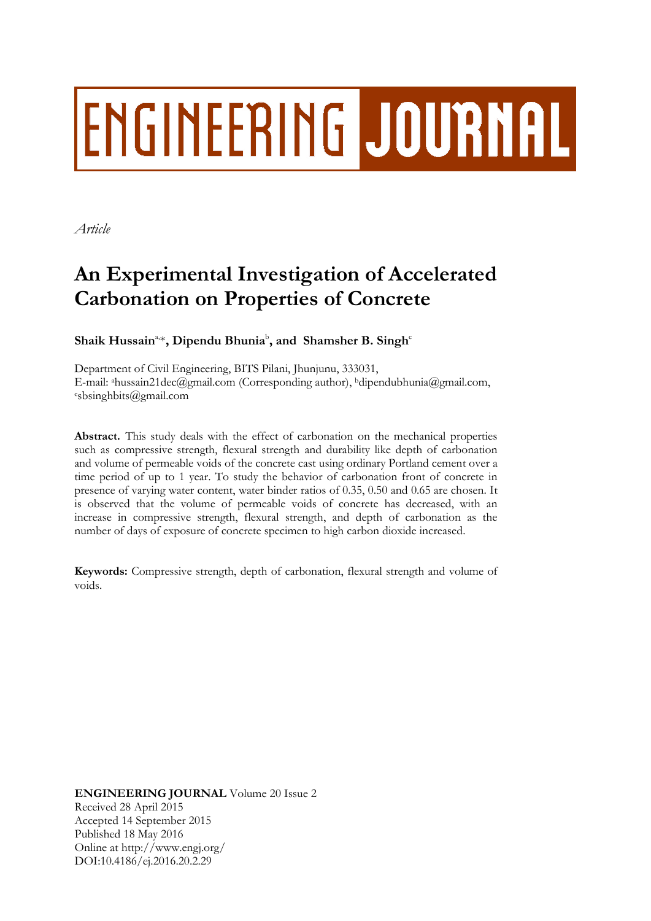# ENGINEERING JOURNAL

*Article*

# An Experimental Investigation of Accelerated Carbonation on Properties of Concrete

**Shaik Hussain[a,*], Dipendu Bhunia[b], and Shamsher B. Singh[c]**

Department of Civil Engineering, BITS Pilani, Jhunjunu, 333031,
E-mail: [a]hussain21dec@gmail.com (Corresponding author), [b]dipendubhunia@gmail.com, [c]sbsinghbits@gmail.com

**Abstract.** This study deals with the effect of carbonation on the mechanical properties such as compressive strength, flexural strength and durability like depth of carbonation and volume of permeable voids of the concrete cast using ordinary Portland cement over a time period of up to 1 year. To study the behavior of carbonation front of concrete in presence of varying water content, water binder ratios of 0.35, 0.50 and 0.65 are chosen. It is observed that the volume of permeable voids of concrete has decreased, with an increase in compressive strength, flexural strength, and depth of carbonation as the number of days of exposure of concrete specimen to high carbon dioxide increased.

**Keywords:** Compressive strength, depth of carbonation, flexural strength and volume of voids.

**ENGINEERING JOURNAL** Volume 20 Issue 2
Received 28 April 2015
Accepted 14 September 2015
Published 18 May 2016
Online at http://www.engj.org/
DOI:10.4186/ej.2016.20.2.29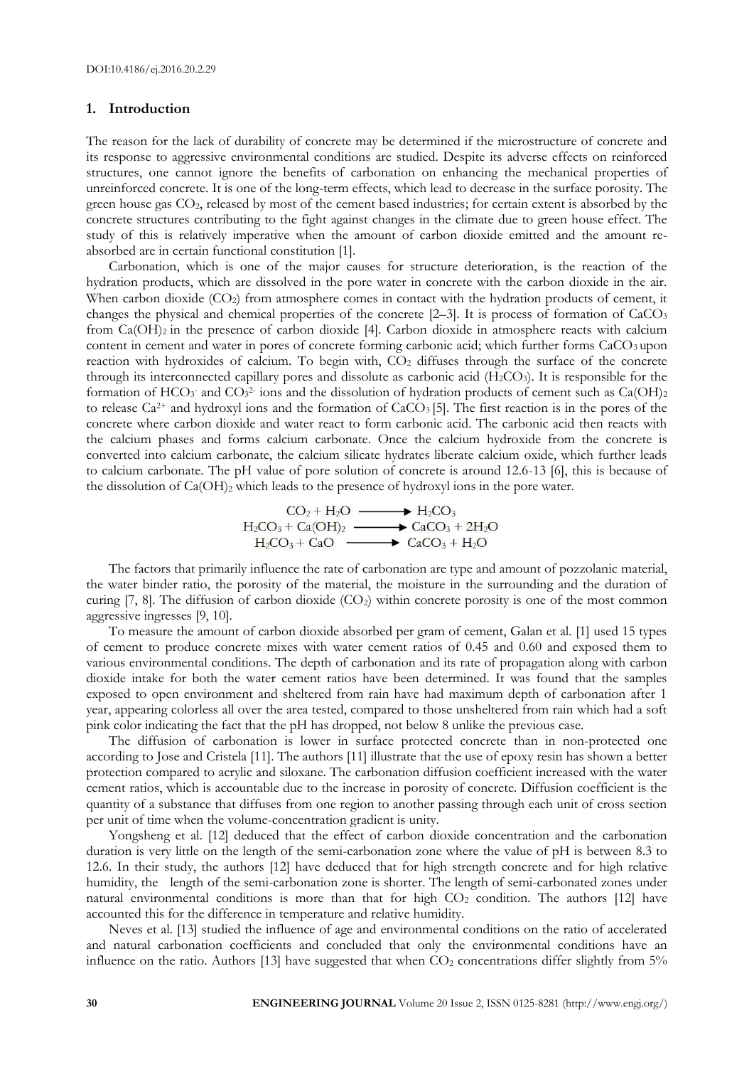## 1. Introduction

The reason for the lack of durability of concrete may be determined if the microstructure of concrete and its response to aggressive environmental conditions are studied. Despite its adverse effects on reinforced structures, one cannot ignore the benefits of carbonation on enhancing the mechanical properties of unreinforced concrete. It is one of the long-term effects, which lead to decrease in the surface porosity. The green house gas $CO_2$, released by most of the cement based industries; for certain extent is absorbed by the concrete structures contributing to the fight against changes in the climate due to green house effect. The study of this is relatively imperative when the amount of carbon dioxide emitted and the amount re-absorbed are in certain functional constitution [1].

Carbonation, which is one of the major causes for structure deterioration, is the reaction of the hydration products, which are dissolved in the pore water in concrete with the carbon dioxide in the air. When carbon dioxide ($CO_2$) from atmosphere comes in contact with the hydration products of cement, it changes the physical and chemical properties of the concrete [2–3]. It is process of formation of $CaCO_3$ from $Ca(OH)_2$ in the presence of carbon dioxide [4]. Carbon dioxide in atmosphere reacts with calcium content in cement and water in pores of concrete forming carbonic acid; which further forms $CaCO_3$ upon reaction with hydroxides of calcium. To begin with, $CO_2$ diffuses through the surface of the concrete through its interconnected capillary pores and dissolute as carbonic acid ($H_2CO_3$). It is responsible for the formation of $HCO_3^-$ and $CO_3^{2-}$ ions and the dissolution of hydration products of cement such as $Ca(OH)_2$ to release $Ca^{2+}$ and hydroxyl ions and the formation of $CaCO_3$ [5]. The first reaction is in the pores of the concrete where carbon dioxide and water react to form carbonic acid. The carbonic acid then reacts with the calcium phases and forms calcium carbonate. Once the calcium hydroxide from the concrete is converted into calcium carbonate, the calcium silicate hydrates liberate calcium oxide, which further leads to calcium carbonate. The pH value of pore solution of concrete is around 12.6-13 [6], this is because of the dissolution of $Ca(OH)_2$ which leads to the presence of hydroxyl ions in the pore water.

$$CO_2 + H_2O \longrightarrow H_2CO_3$$
$$H_2CO_3 + Ca(OH)_2 \longrightarrow CaCO_3 + 2H_2O$$
$$H_2CO_3 + CaO \longrightarrow CaCO_3 + H_2O$$

The factors that primarily influence the rate of carbonation are type and amount of pozzolanic material, the water binder ratio, the porosity of the material, the moisture in the surrounding and the duration of curing [7, 8]. The diffusion of carbon dioxide ($CO_2$) within concrete porosity is one of the most common aggressive ingresses [9, 10].

To measure the amount of carbon dioxide absorbed per gram of cement, Galan et al. [1] used 15 types of cement to produce concrete mixes with water cement ratios of 0.45 and 0.60 and exposed them to various environmental conditions. The depth of carbonation and its rate of propagation along with carbon dioxide intake for both the water cement ratios have been determined. It was found that the samples exposed to open environment and sheltered from rain have had maximum depth of carbonation after 1 year, appearing colorless all over the area tested, compared to those unsheltered from rain which had a soft pink color indicating the fact that the pH has dropped, not below 8 unlike the previous case.

The diffusion of carbonation is lower in surface protected concrete than in non-protected one according to Jose and Cristela [11]. The authors [11] illustrate that the use of epoxy resin has shown a better protection compared to acrylic and siloxane. The carbonation diffusion coefficient increased with the water cement ratios, which is accountable due to the increase in porosity of concrete. Diffusion coefficient is the quantity of a substance that diffuses from one region to another passing through each unit of cross section per unit of time when the volume-concentration gradient is unity.

Yongsheng et al. [12] deduced that the effect of carbon dioxide concentration and the carbonation duration is very little on the length of the semi-carbonation zone where the value of pH is between 8.3 to 12.6. In their study, the authors [12] have deduced that for high strength concrete and for high relative humidity, the length of the semi-carbonation zone is shorter. The length of semi-carbonated zones under natural environmental conditions is more than that for high $CO_2$ condition. The authors [12] have accounted this for the difference in temperature and relative humidity.

Neves et al. [13] studied the influence of age and environmental conditions on the ratio of accelerated and natural carbonation coefficients and concluded that only the environmental conditions have an influence on the ratio. Authors [13] have suggested that when $CO_2$ concentrations differ slightly from 5%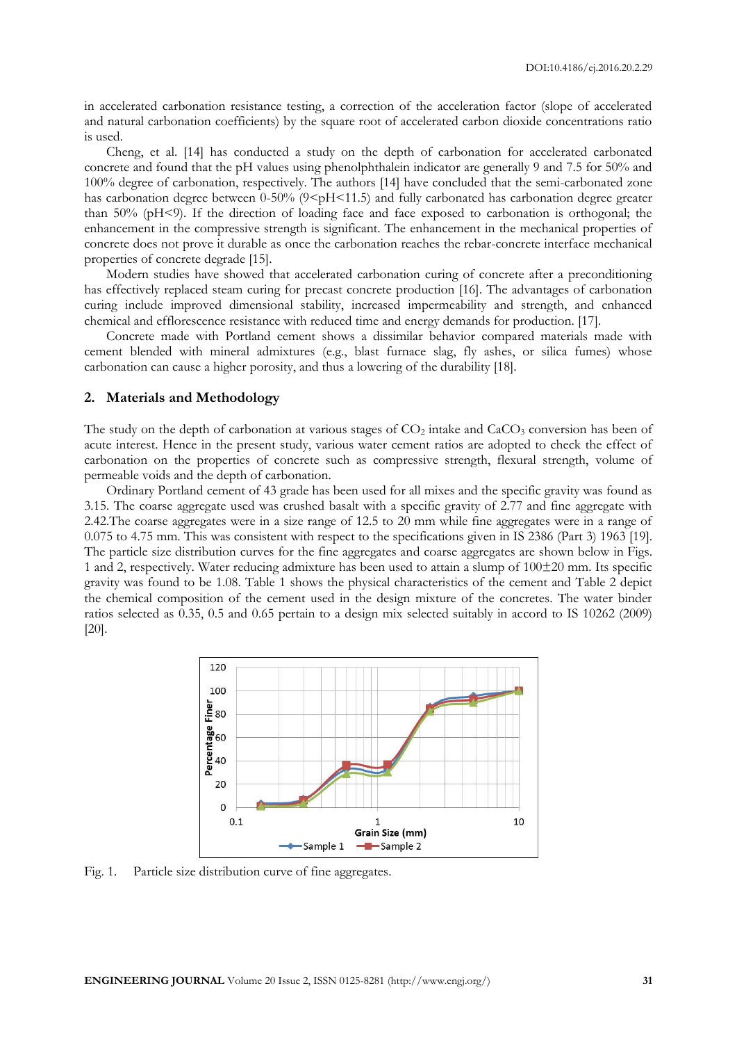in accelerated carbonation resistance testing, a correction of the acceleration factor (slope of accelerated and natural carbonation coefficients) by the square root of accelerated carbon dioxide concentrations ratio is used.

Cheng, et al. [14] has conducted a study on the depth of carbonation for accelerated carbonated concrete and found that the pH values using phenolphthalein indicator are generally 9 and 7.5 for 50% and 100% degree of carbonation, respectively. The authors [14] have concluded that the semi-carbonated zone has carbonation degree between 0-50% ($9<pH<11.5$) and fully carbonated has carbonation degree greater than 50% ($pH<9$). If the direction of loading face and face exposed to carbonation is orthogonal; the enhancement in the compressive strength is significant. The enhancement in the mechanical properties of concrete does not prove it durable as once the carbonation reaches the rebar-concrete interface mechanical properties of concrete degrade [15].

Modern studies have showed that accelerated carbonation curing of concrete after a preconditioning has effectively replaced steam curing for precast concrete production [16]. The advantages of carbonation curing include improved dimensional stability, increased impermeability and strength, and enhanced chemical and efflorescence resistance with reduced time and energy demands for production. [17].

Concrete made with Portland cement shows a dissimilar behavior compared materials made with cement blended with mineral admixtures (e.g., blast furnace slag, fly ashes, or silica fumes) whose carbonation can cause a higher porosity, and thus a lowering of the durability [18].

## 2. Materials and Methodology

The study on the depth of carbonation at various stages of $CO_2$ intake and $CaCO_3$ conversion has been of acute interest. Hence in the present study, various water cement ratios are adopted to check the effect of carbonation on the properties of concrete such as compressive strength, flexural strength, volume of permeable voids and the depth of carbonation.

Ordinary Portland cement of 43 grade has been used for all mixes and the specific gravity was found as 3.15. The coarse aggregate used was crushed basalt with a specific gravity of 2.77 and fine aggregate with 2.42.The coarse aggregates were in a size range of 12.5 to 20 mm while fine aggregates were in a range of 0.075 to 4.75 mm. This was consistent with respect to the specifications given in IS 2386 (Part 3) 1963 [19]. The particle size distribution curves for the fine aggregates and coarse aggregates are shown below in Figs. 1 and 2, respectively. Water reducing admixture has been used to attain a slump of 100±20 mm. Its specific gravity was found to be 1.08. Table 1 shows the physical characteristics of the cement and Table 2 depict the chemical composition of the cement used in the design mixture of the concretes. The water binder ratios selected as 0.35, 0.5 and 0.65 pertain to a design mix selected suitably in accord to IS 10262 (2009) [20].

Fig. 1. Particle size distribution curve of fine aggregates.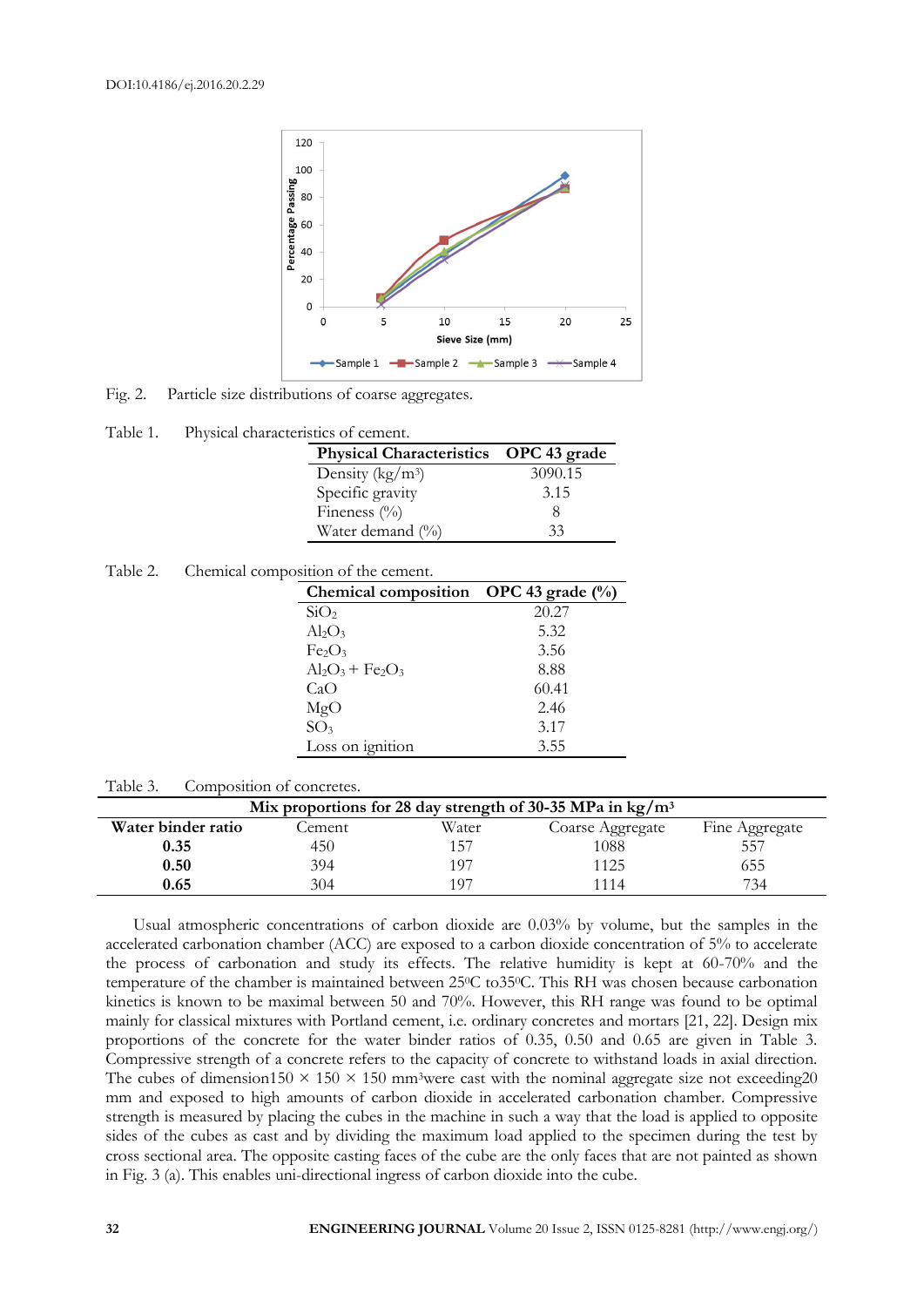Fig. 2. Particle size distributions of coarse aggregates.

Table 1. Physical characteristics of cement.

| Physical Characteristics | OPC 43 grade |
|---|---|
| Density (kg/m$^3$) | 3090.15 |
| Specific gravity | 3.15 |
| Fineness (%) | 8 |
| Water demand (%) | 33 |

Table 2. Chemical composition of the cement.

| Chemical composition | OPC 43 grade (%) |
|---|---|
| $SiO_2$ | 20.27 |
| $Al_2O_3$ | 5.32 |
| $Fe_2O_3$ | 3.56 |
| $Al_2O_3 + Fe_2O_3$ | 8.88 |
| CaO | 60.41 |
| MgO | 2.46 |
| $SO_3$ | 3.17 |
| Loss on ignition | 3.55 |

Table 3. Composition of concretes.

| Mix proportions for 28 day strength of 30-35 MPa in kg/m$^3$ | | | | |
|---|---|---|---|---|
| **Water binder ratio** | Cement | Water | Coarse Aggregate | Fine Aggregate |
| **0.35** | 450 | 157 | 1088 | 557 |
| **0.50** | 394 | 197 | 1125 | 655 |
| **0.65** | 304 | 197 | 1114 | 734 |

Usual atmospheric concentrations of carbon dioxide are 0.03% by volume, but the samples in the accelerated carbonation chamber (ACC) are exposed to a carbon dioxide concentration of 5% to accelerate the process of carbonation and study its effects. The relative humidity is kept at 60-70% and the temperature of the chamber is maintained between 25$^0$C to35$^0$C. This RH was chosen because carbonation kinetics is known to be maximal between 50 and 70%. However, this RH range was found to be optimal mainly for classical mixtures with Portland cement, i.e. ordinary concretes and mortars [21, 22]. Design mix proportions of the concrete for the water binder ratios of 0.35, 0.50 and 0.65 are given in Table 3. Compressive strength of a concrete refers to the capacity of concrete to withstand loads in axial direction. The cubes of dimension150 × 150 × 150 mm$^3$were cast with the nominal aggregate size not exceeding20 mm and exposed to high amounts of carbon dioxide in accelerated carbonation chamber. Compressive strength is measured by placing the cubes in the machine in such a way that the load is applied to opposite sides of the cubes as cast and by dividing the maximum load applied to the specimen during the test by cross sectional area. The opposite casting faces of the cube are the only faces that are not painted as shown in Fig. 3 (a). This enables uni-directional ingress of carbon dioxide into the cube.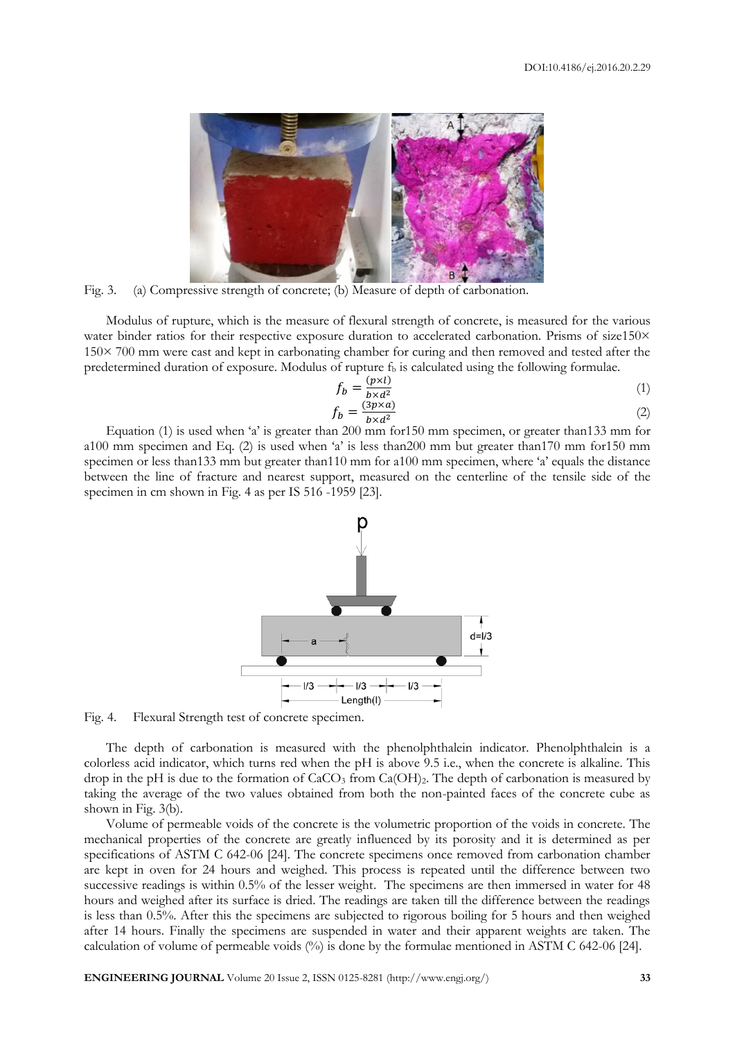Fig. 3. (a) Compressive strength of concrete; (b) Measure of depth of carbonation.

Modulus of rupture, which is the measure of flexural strength of concrete, is measured for the various water binder ratios for their respective exposure duration to accelerated carbonation. Prisms of size150× 150× 700 mm were cast and kept in carbonating chamber for curing and then removed and tested after the predetermined duration of exposure. Modulus of rupture $f_b$ is calculated using the following formulae.

$$f_b = \frac{(p \times l)}{b \times d^2} \tag{1}$$

$$f_b = \frac{(3p \times a)}{b \times d^2} \tag{2}$$

Equation (1) is used when 'a' is greater than 200 mm for150 mm specimen, or greater than133 mm for a100 mm specimen and Eq. (2) is used when 'a' is less than200 mm but greater than170 mm for150 mm specimen or less than133 mm but greater than110 mm for a100 mm specimen, where 'a' equals the distance between the line of fracture and nearest support, measured on the centerline of the tensile side of the specimen in cm shown in Fig. 4 as per IS 516 -1959 [23].

Fig. 4. Flexural Strength test of concrete specimen.

The depth of carbonation is measured with the phenolphthalein indicator. Phenolphthalein is a colorless acid indicator, which turns red when the pH is above 9.5 i.e., when the concrete is alkaline. This drop in the pH is due to the formation of $CaCO_3$ from $Ca(OH)_2$. The depth of carbonation is measured by taking the average of the two values obtained from both the non-painted faces of the concrete cube as shown in Fig. 3(b).

Volume of permeable voids of the concrete is the volumetric proportion of the voids in concrete. The mechanical properties of the concrete are greatly influenced by its porosity and it is determined as per specifications of ASTM C 642-06 [24]. The concrete specimens once removed from carbonation chamber are kept in oven for 24 hours and weighed. This process is repeated until the difference between two successive readings is within 0.5% of the lesser weight. The specimens are then immersed in water for 48 hours and weighed after its surface is dried. The readings are taken till the difference between the readings is less than 0.5%. After this the specimens are subjected to rigorous boiling for 5 hours and then weighed after 14 hours. Finally the specimens are suspended in water and their apparent weights are taken. The calculation of volume of permeable voids (%) is done by the formulae mentioned in ASTM C 642-06 [24].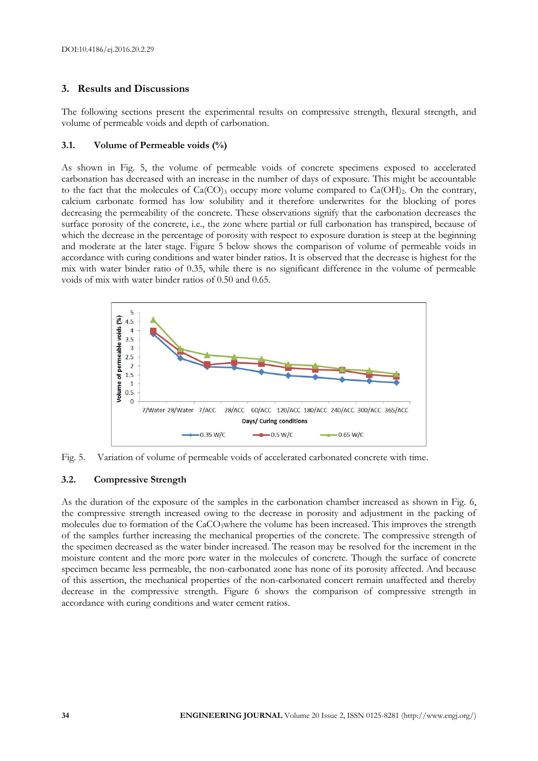## 3. Results and Discussions

The following sections present the experimental results on compressive strength, flexural strength, and volume of permeable voids and depth of carbonation.

### 3.1. Volume of Permeable voids (%)

As shown in Fig. 5, the volume of permeable voids of concrete specimens exposed to accelerated carbonation has decreased with an increase in the number of days of exposure. This might be accountable to the fact that the molecules of $Ca(CO)_3$ occupy more volume compared to $Ca(OH)_2$. On the contrary, calcium carbonate formed has low solubility and it therefore underwrites for the blocking of pores decreasing the permeability of the concrete. These observations signify that the carbonation decreases the surface porosity of the concrete, i.e., the zone where partial or full carbonation has transpired, because of which the decrease in the percentage of porosity with respect to exposure duration is steep at the beginning and moderate at the later stage. Figure 5 below shows the comparison of volume of permeable voids in accordance with curing conditions and water binder ratios. It is observed that the decrease is highest for the mix with water binder ratio of 0.35, while there is no significant difference in the volume of permeable voids of mix with water binder ratios of 0.50 and 0.65.

Fig. 5. Variation of volume of permeable voids of accelerated carbonated concrete with time.

### 3.2. Compressive Strength

As the duration of the exposure of the samples in the carbonation chamber increased as shown in Fig. 6, the compressive strength increased owing to the decrease in porosity and adjustment in the packing of molecules due to formation of the $CaCO_3$where the volume has been increased. This improves the strength of the samples further increasing the mechanical properties of the concrete. The compressive strength of the specimen decreased as the water binder increased. The reason may be resolved for the increment in the moisture content and the more pore water in the molecules of concrete. Though the surface of concrete specimen became less permeable, the non-carbonated zone has none of its porosity affected. And because of this assertion, the mechanical properties of the non-carbonated concert remain unaffected and thereby decrease in the compressive strength. Figure 6 shows the comparison of compressive strength in accordance with curing conditions and water cement ratios.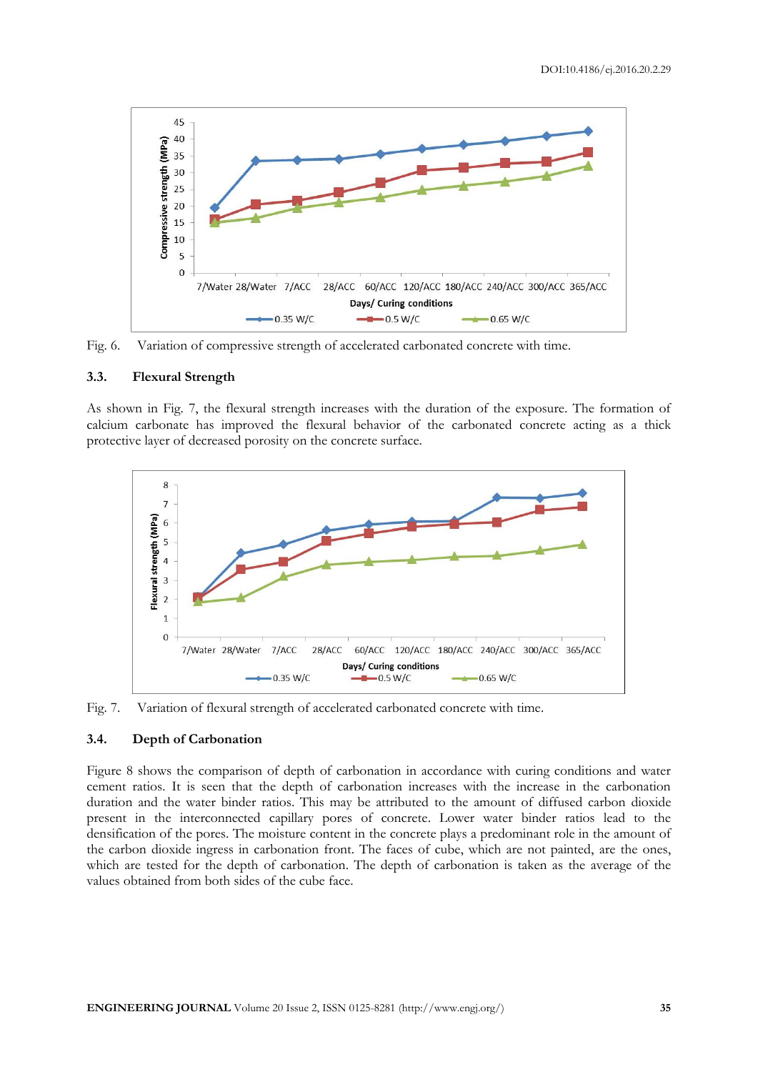Fig. 6. Variation of compressive strength of accelerated carbonated concrete with time.

### 3.3. Flexural Strength

As shown in Fig. 7, the flexural strength increases with the duration of the exposure. The formation of calcium carbonate has improved the flexural behavior of the carbonated concrete acting as a thick protective layer of decreased porosity on the concrete surface.

Fig. 7. Variation of flexural strength of accelerated carbonated concrete with time.

### 3.4. Depth of Carbonation

Figure 8 shows the comparison of depth of carbonation in accordance with curing conditions and water cement ratios. It is seen that the depth of carbonation increases with the increase in the carbonation duration and the water binder ratios. This may be attributed to the amount of diffused carbon dioxide present in the interconnected capillary pores of concrete. Lower water binder ratios lead to the densification of the pores. The moisture content in the concrete plays a predominant role in the amount of the carbon dioxide ingress in carbonation front. The faces of cube, which are not painted, are the ones, which are tested for the depth of carbonation. The depth of carbonation is taken as the average of the values obtained from both sides of the cube face.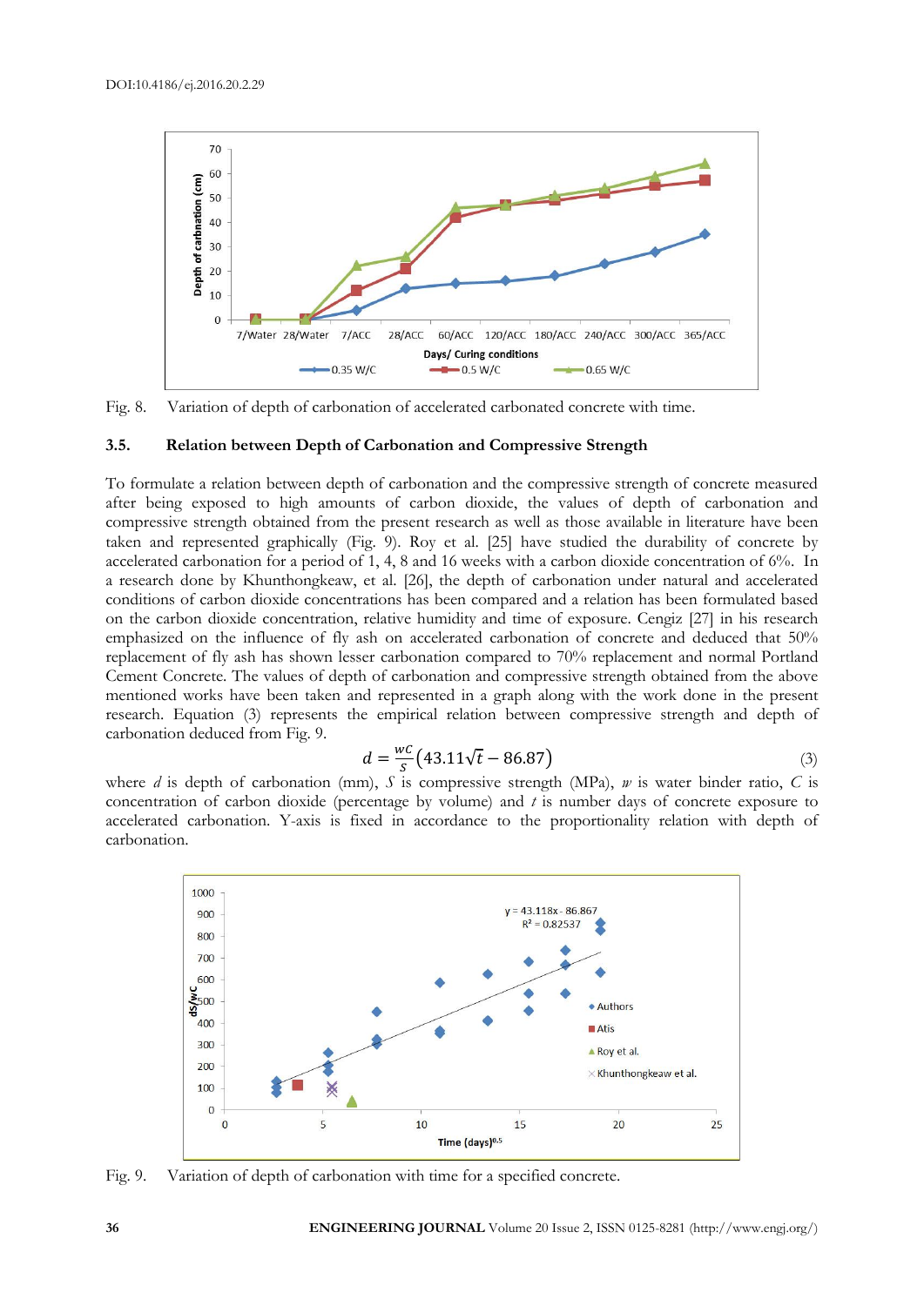Fig. 8. Variation of depth of carbonation of accelerated carbonated concrete with time.

### 3.5. Relation between Depth of Carbonation and Compressive Strength

To formulate a relation between depth of carbonation and the compressive strength of concrete measured after being exposed to high amounts of carbon dioxide, the values of depth of carbonation and compressive strength obtained from the present research as well as those available in literature have been taken and represented graphically (Fig. 9). Roy et al. [25] have studied the durability of concrete by accelerated carbonation for a period of 1, 4, 8 and 16 weeks with a carbon dioxide concentration of 6%. In a research done by Khunthongkeaw, et al. [26], the depth of carbonation under natural and accelerated conditions of carbon dioxide concentrations has been compared and a relation has been formulated based on the carbon dioxide concentration, relative humidity and time of exposure. Cengiz [27] in his research emphasized on the influence of fly ash on accelerated carbonation of concrete and deduced that 50% replacement of fly ash has shown lesser carbonation compared to 70% replacement and normal Portland Cement Concrete. The values of depth of carbonation and compressive strength obtained from the above mentioned works have been taken and represented in a graph along with the work done in the present research. Equation (3) represents the empirical relation between compressive strength and depth of carbonation deduced from Fig. 9.

$$d = \frac{wC}{S}\left(43.11\sqrt{t} - 86.87\right) \tag{3}$$

where $d$ is depth of carbonation (mm), $S$ is compressive strength (MPa), $w$ is water binder ratio, $C$ is concentration of carbon dioxide (percentage by volume) and $t$ is number days of concrete exposure to accelerated carbonation. Y-axis is fixed in accordance to the proportionality relation with depth of carbonation.

Fig. 9. Variation of depth of carbonation with time for a specified concrete.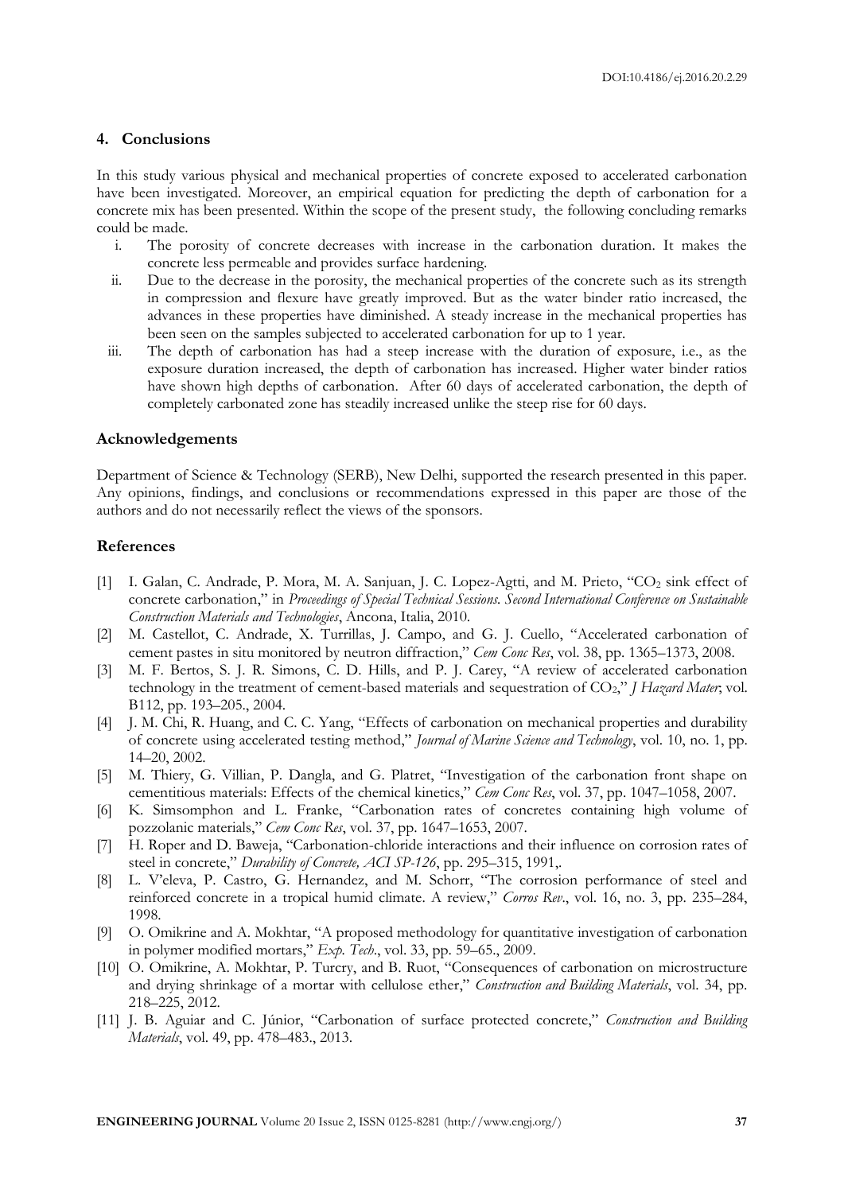## 4. Conclusions

In this study various physical and mechanical properties of concrete exposed to accelerated carbonation have been investigated. Moreover, an empirical equation for predicting the depth of carbonation for a concrete mix has been presented. Within the scope of the present study, the following concluding remarks could be made.

i. The porosity of concrete decreases with increase in the carbonation duration. It makes the concrete less permeable and provides surface hardening.
ii. Due to the decrease in the porosity, the mechanical properties of the concrete such as its strength in compression and flexure have greatly improved. But as the water binder ratio increased, the advances in these properties have diminished. A steady increase in the mechanical properties has been seen on the samples subjected to accelerated carbonation for up to 1 year.
iii. The depth of carbonation has had a steep increase with the duration of exposure, i.e., as the exposure duration increased, the depth of carbonation has increased. Higher water binder ratios have shown high depths of carbonation. After 60 days of accelerated carbonation, the depth of completely carbonated zone has steadily increased unlike the steep rise for 60 days.

## Acknowledgements

Department of Science & Technology (SERB), New Delhi, supported the research presented in this paper. Any opinions, findings, and conclusions or recommendations expressed in this paper are those of the authors and do not necessarily reflect the views of the sponsors.

## References

[1] I. Galan, C. Andrade, P. Mora, M. A. Sanjuan, J. C. Lopez-Agtti, and M. Prieto, "$CO_2$ sink effect of concrete carbonation," in *Proceedings of Special Technical Sessions. Second International Conference on Sustainable Construction Materials and Technologies*, Ancona, Italia, 2010.

[2] M. Castellot, C. Andrade, X. Turrillas, J. Campo, and G. J. Cuello, "Accelerated carbonation of cement pastes in situ monitored by neutron diffraction," *Cem Conc Res*, vol. 38, pp. 1365–1373, 2008.

[3] M. F. Bertos, S. J. R. Simons, C. D. Hills, and P. J. Carey, "A review of accelerated carbonation technology in the treatment of cement-based materials and sequestration of $CO_2$," *J Hazard Mater*, vol. B112, pp. 193–205., 2004.

[4] J. M. Chi, R. Huang, and C. C. Yang, "Effects of carbonation on mechanical properties and durability of concrete using accelerated testing method," *Journal of Marine Science and Technology*, vol. 10, no. 1, pp. 14–20, 2002.

[5] M. Thiery, G. Villian, P. Dangla, and G. Platret, "Investigation of the carbonation front shape on cementitious materials: Effects of the chemical kinetics," *Cem Conc Res*, vol. 37, pp. 1047–1058, 2007.

[6] K. Simsomphon and L. Franke, "Carbonation rates of concretes containing high volume of pozzolanic materials," *Cem Conc Res*, vol. 37, pp. 1647–1653, 2007.

[7] H. Roper and D. Baweja, "Carbonation-chloride interactions and their influence on corrosion rates of steel in concrete," *Durability of Concrete, ACI SP-126*, pp. 295–315, 1991,.

[8] L. V'eleva, P. Castro, G. Hernandez, and M. Schorr, "The corrosion performance of steel and reinforced concrete in a tropical humid climate. A review," *Corros Rev.*, vol. 16, no. 3, pp. 235–284, 1998.

[9] O. Omikrine and A. Mokhtar, "A proposed methodology for quantitative investigation of carbonation in polymer modified mortars," *Exp. Tech.*, vol. 33, pp. 59–65., 2009.

[10] O. Omikrine, A. Mokhtar, P. Turcry, and B. Ruot, "Consequences of carbonation on microstructure and drying shrinkage of a mortar with cellulose ether," *Construction and Building Materials*, vol. 34, pp. 218–225, 2012.

[11] J. B. Aguiar and C. Júnior, "Carbonation of surface protected concrete," *Construction and Building Materials*, vol. 49, pp. 478–483., 2013.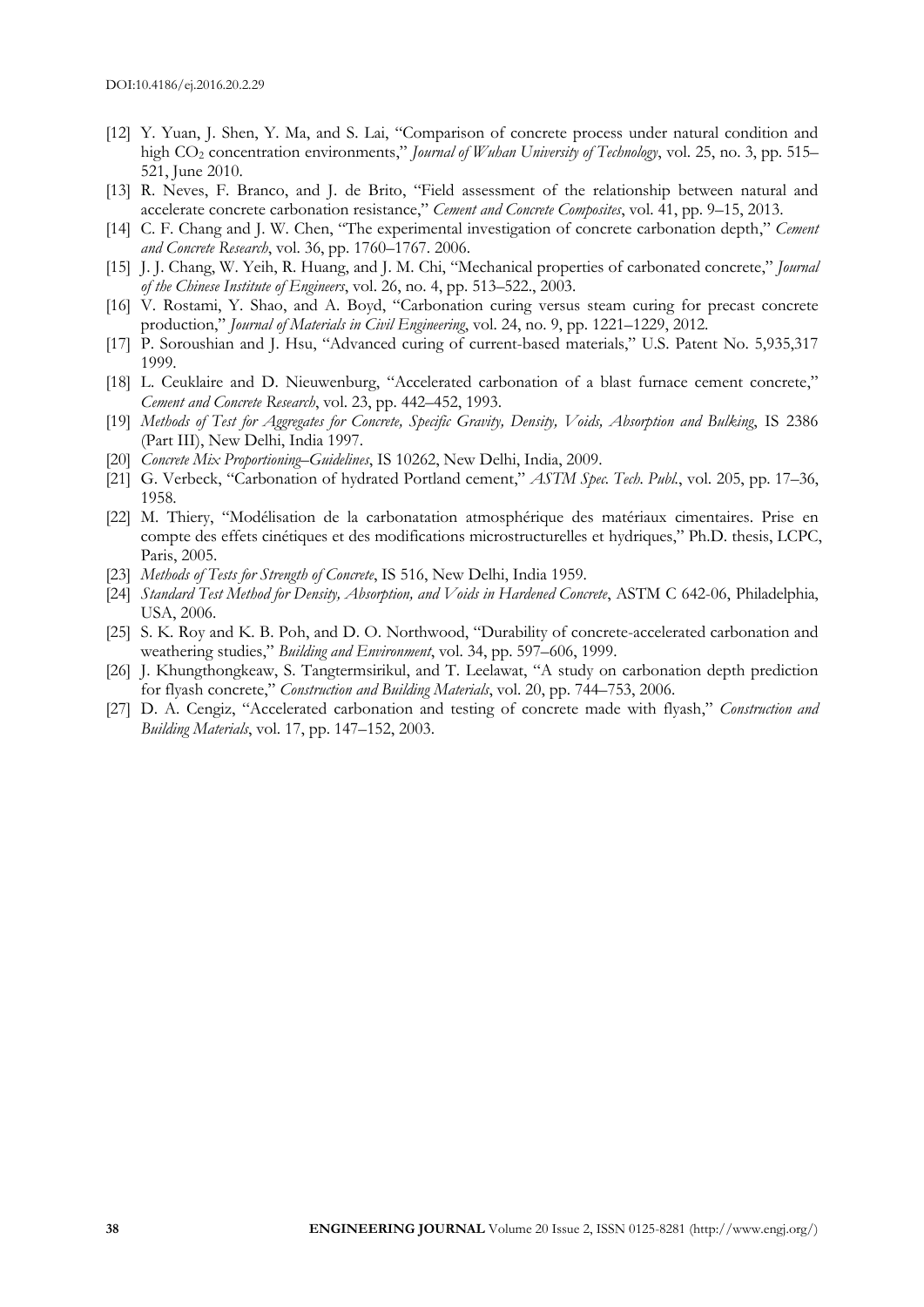[12] Y. Yuan, J. Shen, Y. Ma, and S. Lai, "Comparison of concrete process under natural condition and high $CO_2$ concentration environments," *Journal of Wuhan University of Technology*, vol. 25, no. 3, pp. 515–521, June 2010.

[13] R. Neves, F. Branco, and J. de Brito, "Field assessment of the relationship between natural and accelerate concrete carbonation resistance," *Cement and Concrete Composites*, vol. 41, pp. 9–15, 2013.

[14] C. F. Chang and J. W. Chen, "The experimental investigation of concrete carbonation depth," *Cement and Concrete Research*, vol. 36, pp. 1760–1767. 2006.

[15] J. J. Chang, W. Yeih, R. Huang, and J. M. Chi, "Mechanical properties of carbonated concrete," *Journal of the Chinese Institute of Engineers*, vol. 26, no. 4, pp. 513–522., 2003.

[16] V. Rostami, Y. Shao, and A. Boyd, "Carbonation curing versus steam curing for precast concrete production," *Journal of Materials in Civil Engineering*, vol. 24, no. 9, pp. 1221–1229, 2012.

[17] P. Soroushian and J. Hsu, "Advanced curing of current-based materials," U.S. Patent No. 5,935,317 1999.

[18] L. Ceuklaire and D. Nieuwenburg, "Accelerated carbonation of a blast furnace cement concrete," *Cement and Concrete Research*, vol. 23, pp. 442–452, 1993.

[19] *Methods of Test for Aggregates for Concrete, Specific Gravity, Density, Voids, Absorption and Bulking*, IS 2386 (Part III), New Delhi, India 1997.

[20] *Concrete Mix Proportioning–Guidelines*, IS 10262, New Delhi, India, 2009.

[21] G. Verbeck, "Carbonation of hydrated Portland cement," *ASTM Spec. Tech. Publ.*, vol. 205, pp. 17–36, 1958.

[22] M. Thiery, "Modélisation de la carbonatation atmosphérique des matériaux cimentaires. Prise en compte des effets cinétiques et des modifications microstructurelles et hydriques," Ph.D. thesis, LCPC, Paris, 2005.

[23] *Methods of Tests for Strength of Concrete*, IS 516, New Delhi, India 1959.

[24] *Standard Test Method for Density, Absorption, and Voids in Hardened Concrete*, ASTM C 642-06, Philadelphia, USA, 2006.

[25] S. K. Roy and K. B. Poh, and D. O. Northwood, "Durability of concrete-accelerated carbonation and weathering studies," *Building and Environment*, vol. 34, pp. 597–606, 1999.

[26] J. Khungthongkeaw, S. Tangtermsirikul, and T. Leelawat, "A study on carbonation depth prediction for flyash concrete," *Construction and Building Materials*, vol. 20, pp. 744–753, 2006.

[27] D. A. Cengiz, "Accelerated carbonation and testing of concrete made with flyash," *Construction and Building Materials*, vol. 17, pp. 147–152, 2003.